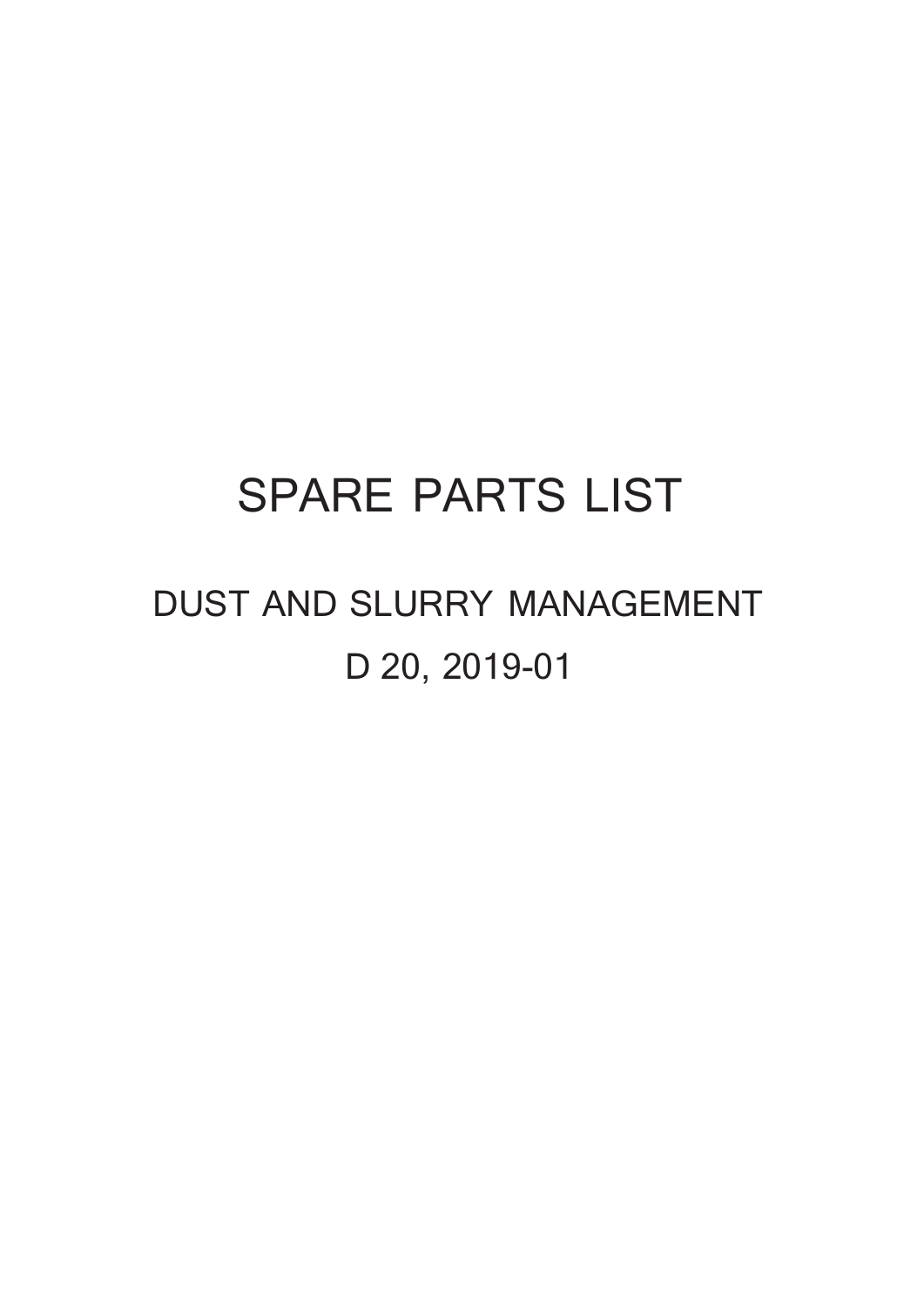# SPARE PARTS LIST

## DUST AND SLURRY MANAGEMENT

## D 20, 2019-01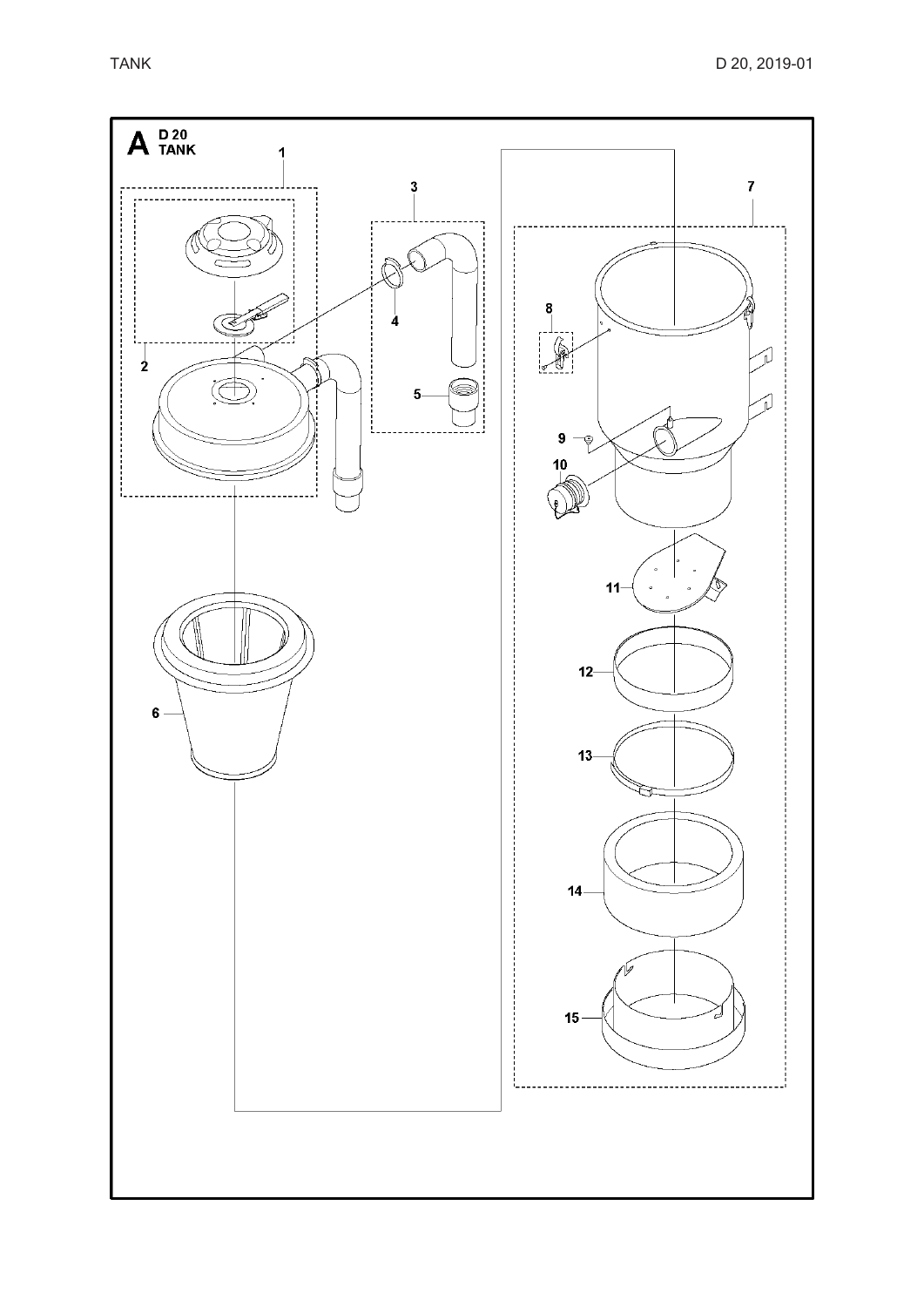**A** **D 20 TANK**

1

2

3

4

5

6

7

8

9

10

11

12

13

14

15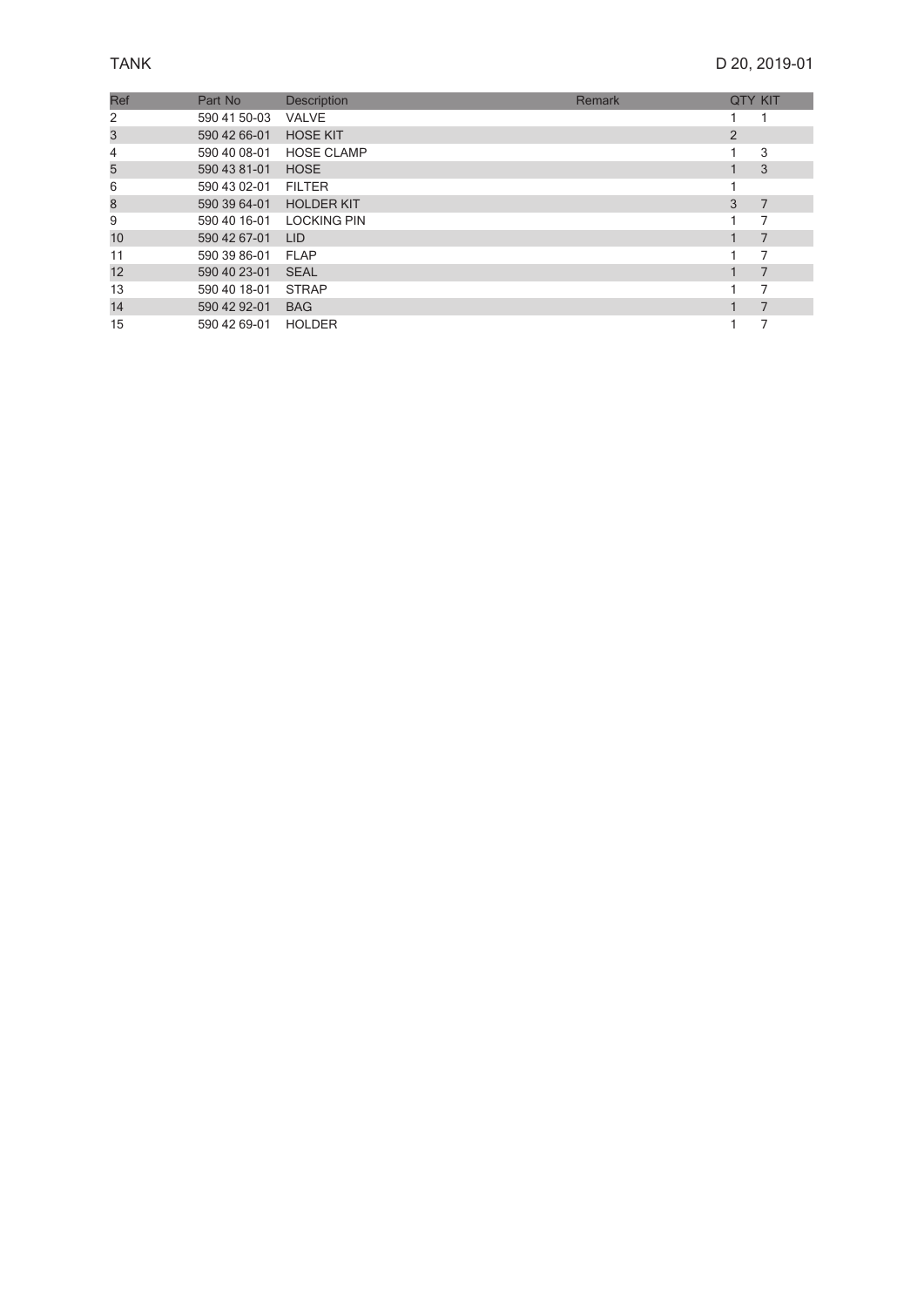TANK

D 20, 2019-01

| Ref | Part No | Description | Remark | QTY | KIT |
|---|---|---|---|---|---|
| 2 | 590 41 50-03 | VALVE | | 1 | 1 |
| 3 | 590 42 66-01 | HOSE KIT | | 2 | |
| 4 | 590 40 08-01 | HOSE CLAMP | | 1 | 3 |
| 5 | 590 43 81-01 | HOSE | | 1 | 3 |
| 6 | 590 43 02-01 | FILTER | | 1 | |
| 8 | 590 39 64-01 | HOLDER KIT | | 3 | 7 |
| 9 | 590 40 16-01 | LOCKING PIN | | 1 | 7 |
| 10 | 590 42 67-01 | LID | | 1 | 7 |
| 11 | 590 39 86-01 | FLAP | | 1 | 7 |
| 12 | 590 40 23-01 | SEAL | | 1 | 7 |
| 13 | 590 40 18-01 | STRAP | | 1 | 7 |
| 14 | 590 42 92-01 | BAG | | 1 | 7 |
| 15 | 590 42 69-01 | HOLDER | | 1 | 7 |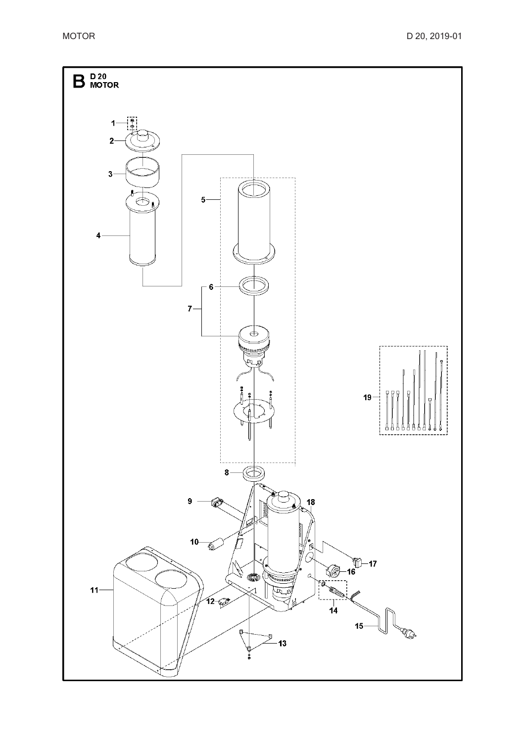# B D 20 MOTOR

1

2

3

4

5

6

7

8

9

10

11

12

13

14

15

16

17

18

19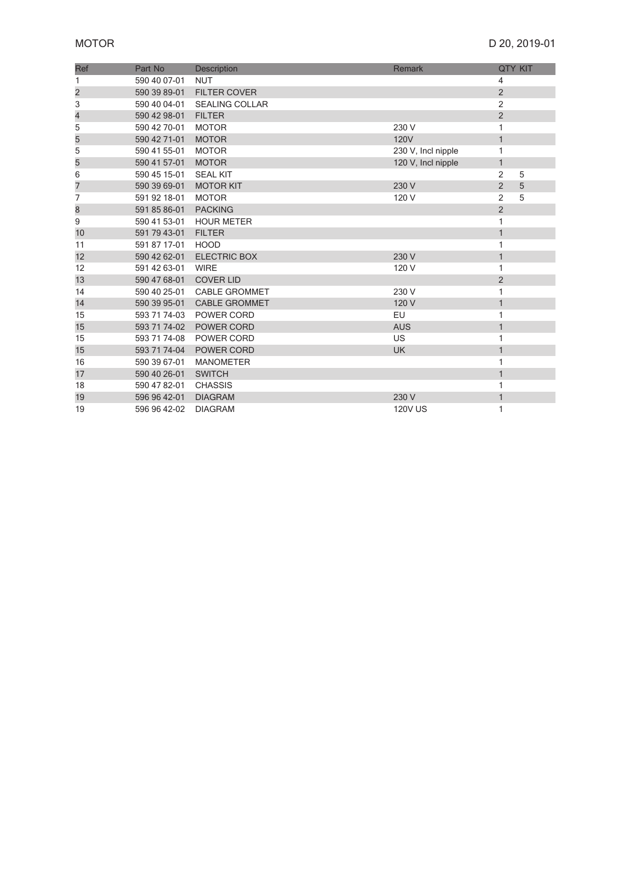# MOTOR

D 20, 2019-01

| Ref | Part No | Description | Remark | QTY | KIT |
|---|---|---|---|---|---|
| 1 | 590 40 07-01 | NUT | | 4 | |
| 2 | 590 39 89-01 | FILTER COVER | | 2 | |
| 3 | 590 40 04-01 | SEALING COLLAR | | 2 | |
| 4 | 590 42 98-01 | FILTER | | 2 | |
| 5 | 590 42 70-01 | MOTOR | 230 V | 1 | |
| 5 | 590 42 71-01 | MOTOR | 120V | 1 | |
| 5 | 590 41 55-01 | MOTOR | 230 V, Incl nipple | 1 | |
| 5 | 590 41 57-01 | MOTOR | 120 V, Incl nipple | 1 | |
| 6 | 590 45 15-01 | SEAL KIT | | 2 | 5 |
| 7 | 590 39 69-01 | MOTOR KIT | 230 V | 2 | 5 |
| 7 | 591 92 18-01 | MOTOR | 120 V | 2 | 5 |
| 8 | 591 85 86-01 | PACKING | | 2 | |
| 9 | 590 41 53-01 | HOUR METER | | 1 | |
| 10 | 591 79 43-01 | FILTER | | 1 | |
| 11 | 591 87 17-01 | HOOD | | 1 | |
| 12 | 590 42 62-01 | ELECTRIC BOX | 230 V | 1 | |
| 12 | 591 42 63-01 | WIRE | 120 V | 1 | |
| 13 | 590 47 68-01 | COVER LID | | 2 | |
| 14 | 590 40 25-01 | CABLE GROMMET | 230 V | 1 | |
| 14 | 590 39 95-01 | CABLE GROMMET | 120 V | 1 | |
| 15 | 593 71 74-03 | POWER CORD | EU | 1 | |
| 15 | 593 71 74-02 | POWER CORD | AUS | 1 | |
| 15 | 593 71 74-08 | POWER CORD | US | 1 | |
| 15 | 593 71 74-04 | POWER CORD | UK | 1 | |
| 16 | 590 39 67-01 | MANOMETER | | 1 | |
| 17 | 590 40 26-01 | SWITCH | | 1 | |
| 18 | 590 47 82-01 | CHASSIS | | 1 | |
| 19 | 596 96 42-01 | DIAGRAM | 230 V | 1 | |
| 19 | 596 96 42-02 | DIAGRAM | 120V US | 1 | |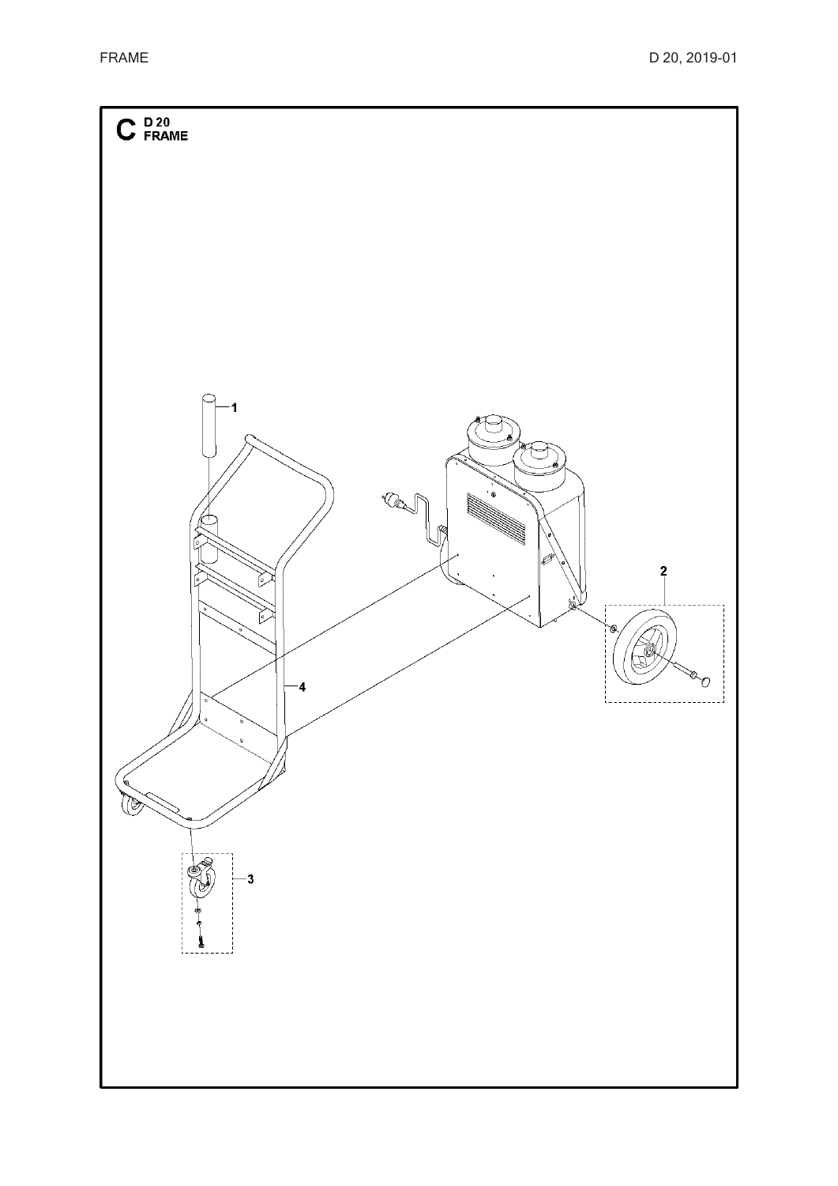# C D 20 FRAME

1

2

3

4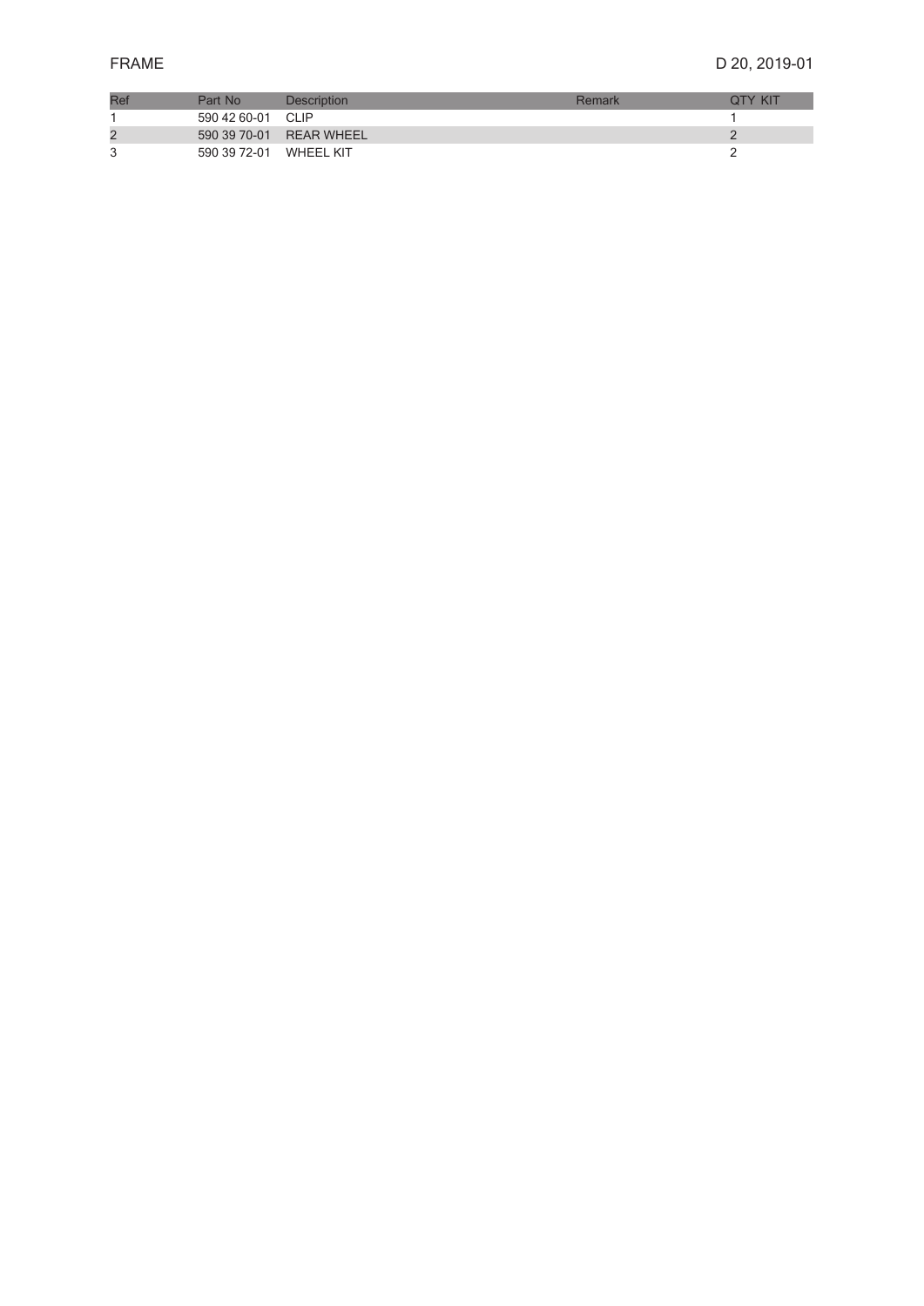# FRAME

D 20, 2019-01

| Ref | Part No | Description | Remark | QTY KIT |
|---|---|---|---|---|
| 1 | 590 42 60-01 | CLIP | | 1 |
| 2 | 590 39 70-01 | REAR WHEEL | | 2 |
| 3 | 590 39 72-01 | WHEEL KIT | | 2 |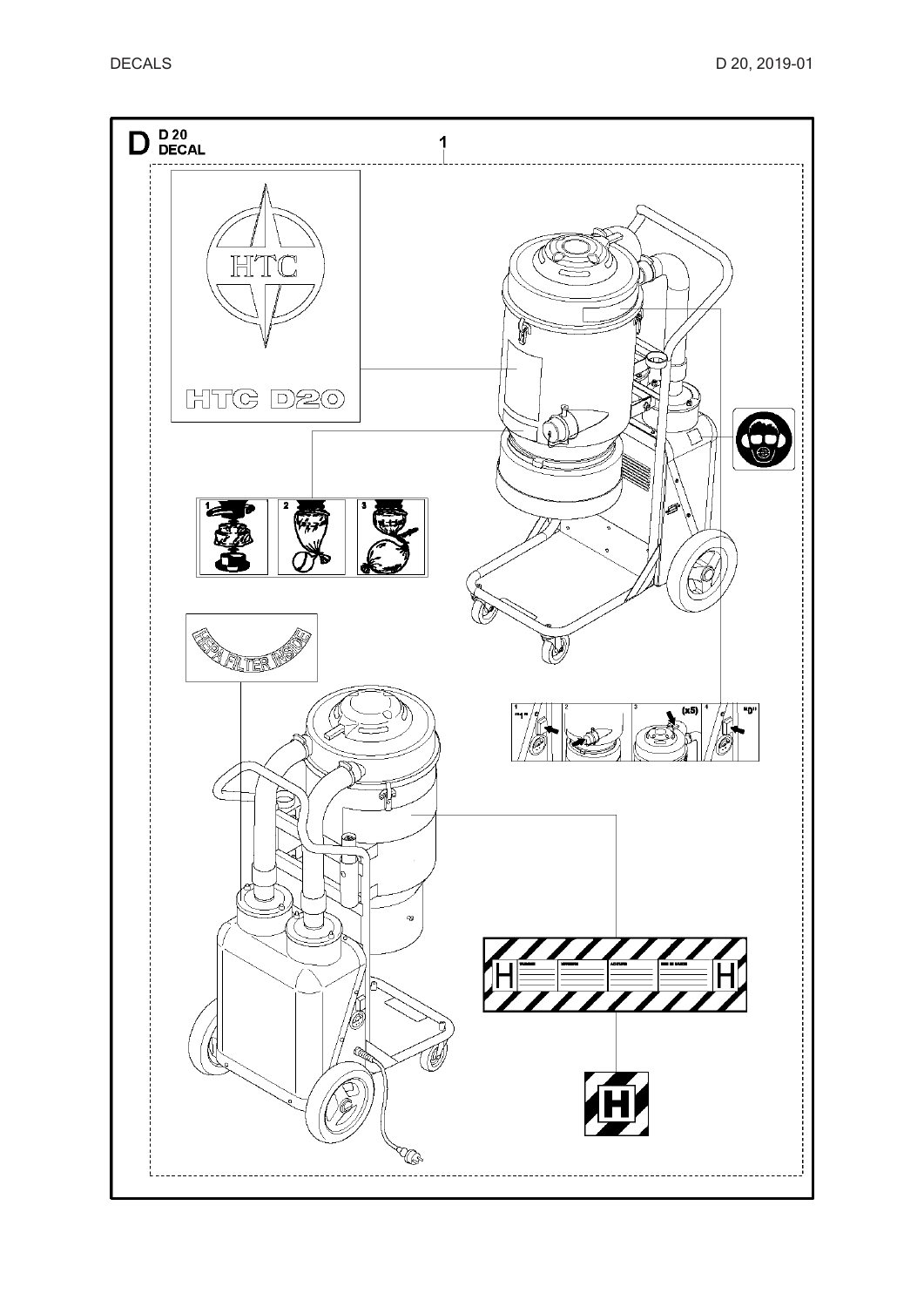# D D 20 DECAL

1

HTC

HTC D20

HEPA FILTER INSIDE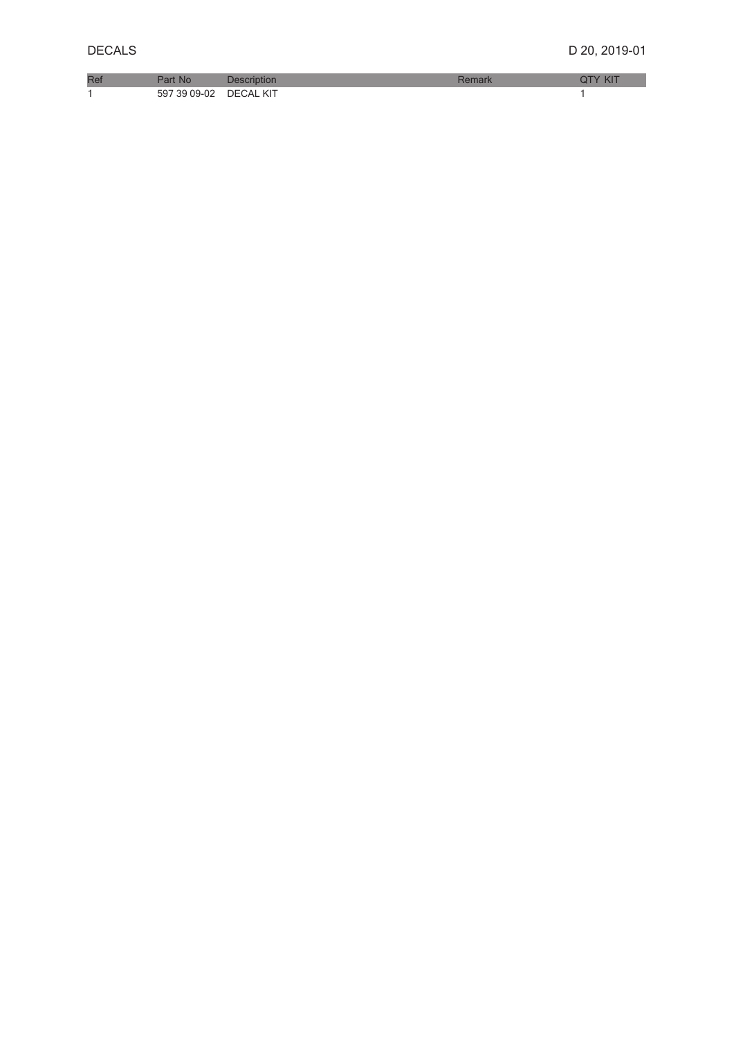# DECALS

D 20, 2019-01

| Ref | Part No | Description | Remark | QTY KIT |
| --- | --- | --- | --- | --- |
| 1 | 597 39 09-02 | DECAL KIT | | 1 |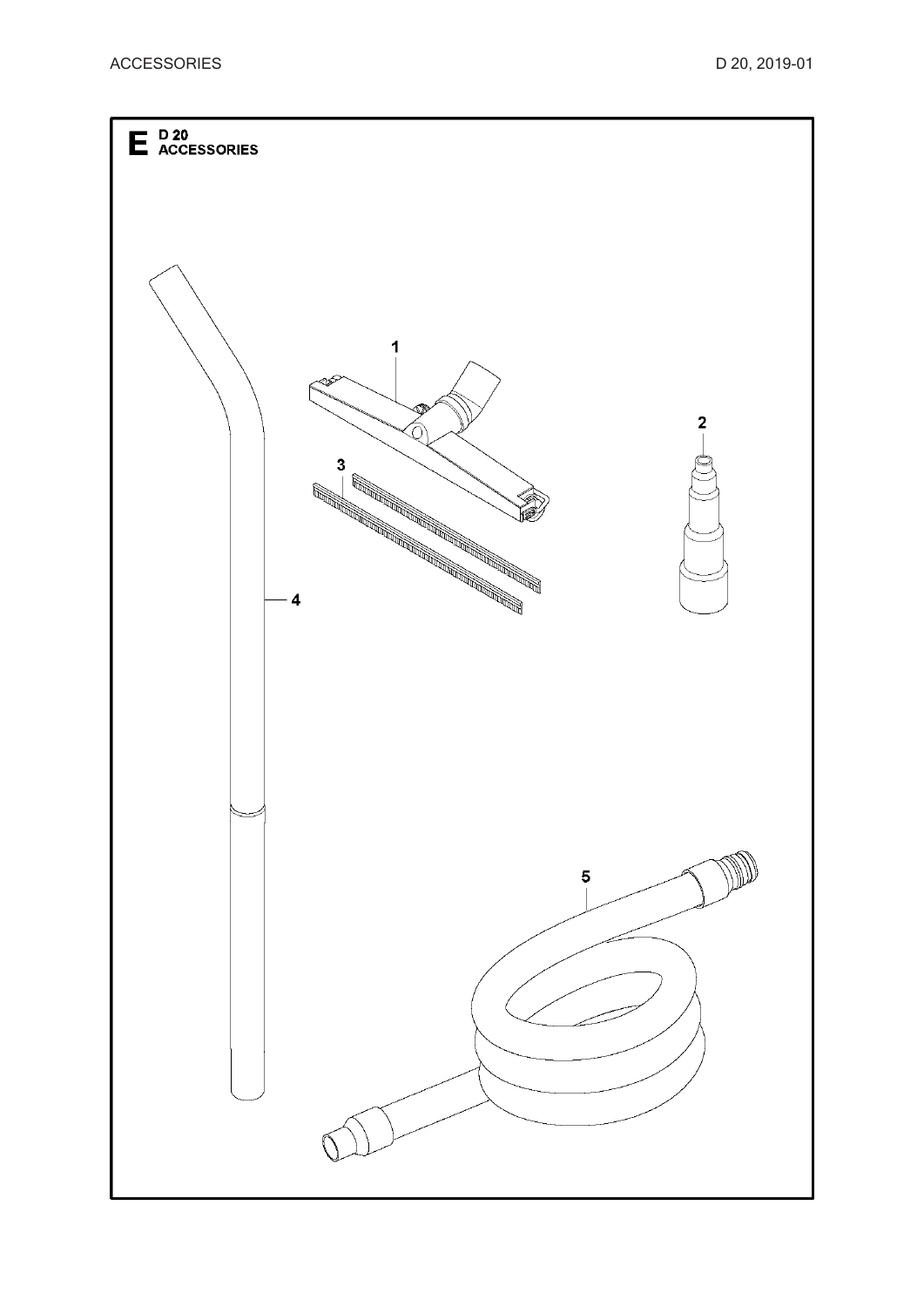# E D 20 ACCESSORIES

1

2

3

4

5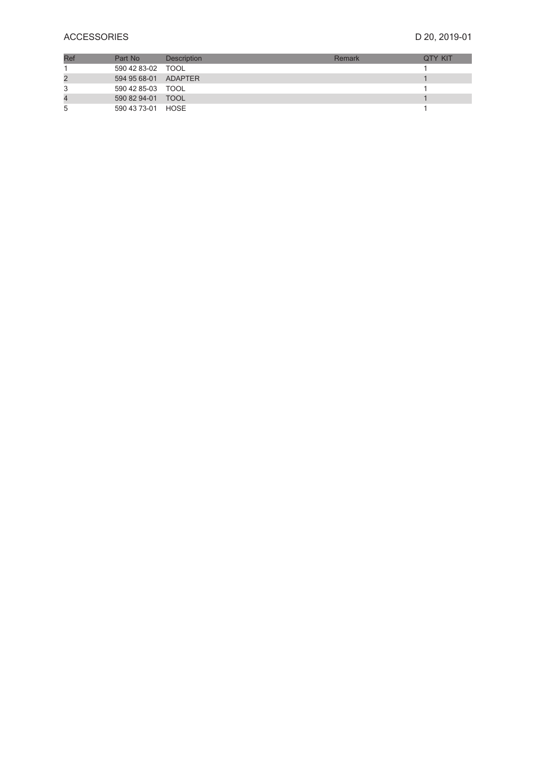# ACCESSORIES

D 20, 2019-01

| Ref | Part No | Description | Remark | QTY KIT |
|---|---|---|---|---|
| 1 | 590 42 83-02 | TOOL | | 1 |
| 2 | 594 95 68-01 | ADAPTER | | 1 |
| 3 | 590 42 85-03 | TOOL | | 1 |
| 4 | 590 82 94-01 | TOOL | | 1 |
| 5 | 590 43 73-01 | HOSE | | 1 |